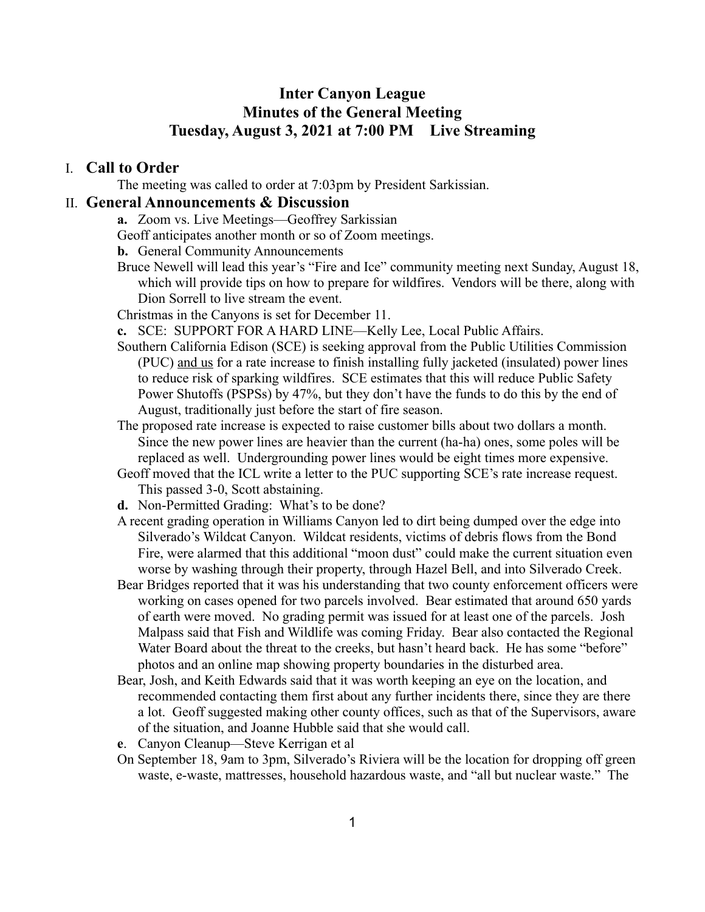# Inter Canyon League
# Minutes of the General Meeting
# Tuesday, August 3, 2021 at 7:00 PM Live Streaming

## I. Call to Order

The meeting was called to order at 7:03pm by President Sarkissian.

## II. General Announcements & Discussion

**a.** Zoom vs. Live Meetings—Geoffrey Sarkissian

Geoff anticipates another month or so of Zoom meetings.

**b.** General Community Announcements

Bruce Newell will lead this year's "Fire and Ice" community meeting next Sunday, August 18, which will provide tips on how to prepare for wildfires. Vendors will be there, along with Dion Sorrell to live stream the event.

Christmas in the Canyons is set for December 11.

**c.** SCE: SUPPORT FOR A HARD LINE—Kelly Lee, Local Public Affairs.

Southern California Edison (SCE) is seeking approval from the Public Utilities Commission (PUC) <u>and us</u> for a rate increase to finish installing fully jacketed (insulated) power lines to reduce risk of sparking wildfires. SCE estimates that this will reduce Public Safety Power Shutoffs (PSPSs) by 47%, but they don't have the funds to do this by the end of August, traditionally just before the start of fire season.

The proposed rate increase is expected to raise customer bills about two dollars a month. Since the new power lines are heavier than the current (ha-ha) ones, some poles will be replaced as well. Undergrounding power lines would be eight times more expensive.

Geoff moved that the ICL write a letter to the PUC supporting SCE's rate increase request. This passed 3-0, Scott abstaining.

**d.** Non-Permitted Grading: What's to be done?

A recent grading operation in Williams Canyon led to dirt being dumped over the edge into Silverado's Wildcat Canyon. Wildcat residents, victims of debris flows from the Bond Fire, were alarmed that this additional "moon dust" could make the current situation even worse by washing through their property, through Hazel Bell, and into Silverado Creek.

Bear Bridges reported that it was his understanding that two county enforcement officers were working on cases opened for two parcels involved. Bear estimated that around 650 yards of earth were moved. No grading permit was issued for at least one of the parcels. Josh Malpass said that Fish and Wildlife was coming Friday. Bear also contacted the Regional Water Board about the threat to the creeks, but hasn't heard back. He has some "before" photos and an online map showing property boundaries in the disturbed area.

Bear, Josh, and Keith Edwards said that it was worth keeping an eye on the location, and recommended contacting them first about any further incidents there, since they are there a lot. Geoff suggested making other county offices, such as that of the Supervisors, aware of the situation, and Joanne Hubble said that she would call.

**e**. Canyon Cleanup—Steve Kerrigan et al

On September 18, 9am to 3pm, Silverado's Riviera will be the location for dropping off green waste, e-waste, mattresses, household hazardous waste, and "all but nuclear waste." The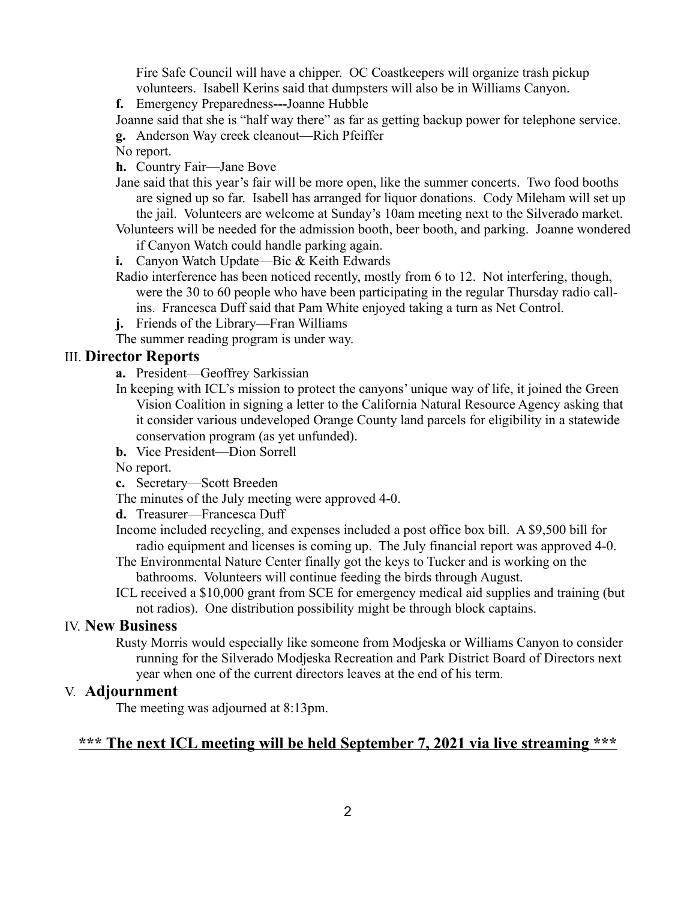Fire Safe Council will have a chipper. OC Coastkeepers will organize trash pickup volunteers. Isabell Kerins said that dumpsters will also be in Williams Canyon.

**f.** Emergency Preparedness**---**Joanne Hubble

Joanne said that she is "half way there" as far as getting backup power for telephone service.

**g.** Anderson Way creek cleanout—Rich Pfeiffer

No report.

**h.** Country Fair—Jane Bove

Jane said that this year's fair will be more open, like the summer concerts. Two food booths are signed up so far. Isabell has arranged for liquor donations. Cody Mileham will set up the jail. Volunteers are welcome at Sunday's 10am meeting next to the Silverado market.

Volunteers will be needed for the admission booth, beer booth, and parking. Joanne wondered if Canyon Watch could handle parking again.

**i.** Canyon Watch Update—Bic & Keith Edwards

Radio interference has been noticed recently, mostly from 6 to 12. Not interfering, though, were the 30 to 60 people who have been participating in the regular Thursday radio call-ins. Francesca Duff said that Pam White enjoyed taking a turn as Net Control.

**j.** Friends of the Library—Fran Williams

The summer reading program is under way.

## III. **Director Reports**

**a.** President—Geoffrey Sarkissian

In keeping with ICL's mission to protect the canyons' unique way of life, it joined the Green Vision Coalition in signing a letter to the California Natural Resource Agency asking that it consider various undeveloped Orange County land parcels for eligibility in a statewide conservation program (as yet unfunded).

**b.** Vice President—Dion Sorrell

No report.

**c.** Secretary—Scott Breeden

The minutes of the July meeting were approved 4-0.

**d.** Treasurer—Francesca Duff

Income included recycling, and expenses included a post office box bill. A $9,500 bill for radio equipment and licenses is coming up. The July financial report was approved 4-0.

The Environmental Nature Center finally got the keys to Tucker and is working on the bathrooms. Volunteers will continue feeding the birds through August.

ICL received a $10,000 grant from SCE for emergency medical aid supplies and training (but not radios). One distribution possibility might be through block captains.

## IV. **New Business**

Rusty Morris would especially like someone from Modjeska or Williams Canyon to consider running for the Silverado Modjeska Recreation and Park District Board of Directors next year when one of the current directors leaves at the end of his term.

## V. **Adjournment**

The meeting was adjourned at 8:13pm.

**\*\*\* The next ICL meeting will be held September 7, 2021 via live streaming \*\*\***